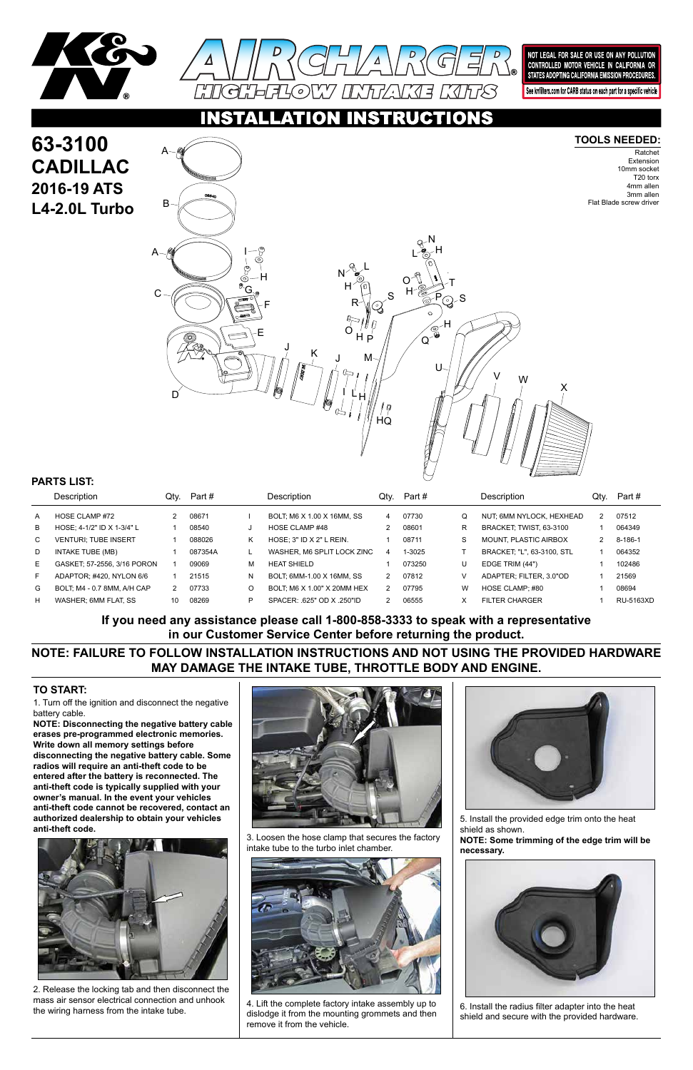# INSTALLATION INSTRUCTIONS

K&N AIRCHARGER HIGH-FLOW INTAKE KITS

NOT LEGAL FOR SALE OR USE ON ANY POLLUTION CONTROLLED MOTOR VEHICLE IN CALIFORNIA OR STATES ADOPTING CALIFORNIA EMISSION PROCEDURES.

See knfilters.com for CARB status on each part for a specific vehicle

## 63-3100 CADILLAC 2016-19 ATS L4-2.0L Turbo

**TOOLS NEEDED:**

Ratchet
Extension
10mm socket
T20 torx
4mm allen
3mm allen
Flat Blade screw driver

**PARTS LIST:**

| | Description | Qty. | Part # | | Description | Qty. | Part # | | Description | Qty. | Part # |
|---|---|---|---|---|---|---|---|---|---|---|---|
| A | HOSE CLAMP #72 | 2 | 08671 | I | BOLT; M6 X 1.00 X 16MM, SS | 4 | 07730 | Q | NUT; 6MM NYLOCK, HEXHEAD | 2 | 07512 |
| B | HOSE; 4-1/2" ID X 1-3/4" L | 1 | 08540 | J | HOSE CLAMP #48 | 2 | 08601 | R | BRACKET; TWIST, 63-3100 | 1 | 064349 |
| C | VENTURI; TUBE INSERT | 1 | 088026 | K | HOSE; 3" ID X 2" L REIN. | 1 | 08711 | S | MOUNT, PLASTIC AIRBOX | 2 | 8-186-1 |
| D | INTAKE TUBE (MB) | 1 | 087354A | L | WASHER, M6 SPLIT LOCK ZINC | 4 | 1-3025 | T | BRACKET; "L", 63-3100, STL | 1 | 064352 |
| E | GASKET; 57-2556, 3/16 PORON | 1 | 09069 | M | HEAT SHIELD | 1 | 073250 | U | EDGE TRIM (44") | 1 | 102486 |
| F | ADAPTOR; #420, NYLON 6/6 | 1 | 21515 | N | BOLT; 6MM-1.00 X 16MM, SS | 2 | 07812 | V | ADAPTER; FILTER, 3.0"OD | 1 | 21569 |
| G | BOLT; M4 - 0.7 8MM, A/H CAP | 2 | 07733 | O | BOLT; M6 X 1.00" X 20MM HEX | 2 | 07795 | W | HOSE CLAMP; #80 | 1 | 08694 |
| H | WASHER; 6MM FLAT, SS | 10 | 08269 | P | SPACER: .625" OD X .250"ID | 2 | 06555 | X | FILTER CHARGER | 1 | RU-5163XD |

**If you need any assistance please call 1-800-858-3333 to speak with a representative in our Customer Service Center before returning the product.**

**NOTE: FAILURE TO FOLLOW INSTALLATION INSTRUCTIONS AND NOT USING THE PROVIDED HARDWARE MAY DAMAGE THE INTAKE TUBE, THROTTLE BODY AND ENGINE.**

### TO START:

1. Turn off the ignition and disconnect the negative battery cable.

**NOTE: Disconnecting the negative battery cable erases pre-programmed electronic memories. Write down all memory settings before disconnecting the negative battery cable. Some radios will require an anti-theft code to be entered after the battery is reconnected. The anti-theft code is typically supplied with your owner's manual. In the event your vehicles anti-theft code cannot be recovered, contact an authorized dealership to obtain your vehicles anti-theft code.**

2. Release the locking tab and then disconnect the mass air sensor electrical connection and unhook the wiring harness from the intake tube.

3. Loosen the hose clamp that secures the factory intake tube to the turbo inlet chamber.

4. Lift the complete factory intake assembly up to dislodge it from the mounting grommets and then remove it from the vehicle.

5. Install the provided edge trim onto the heat shield as shown.

**NOTE: Some trimming of the edge trim will be necessary.**

6. Install the radius filter adapter into the heat shield and secure with the provided hardware.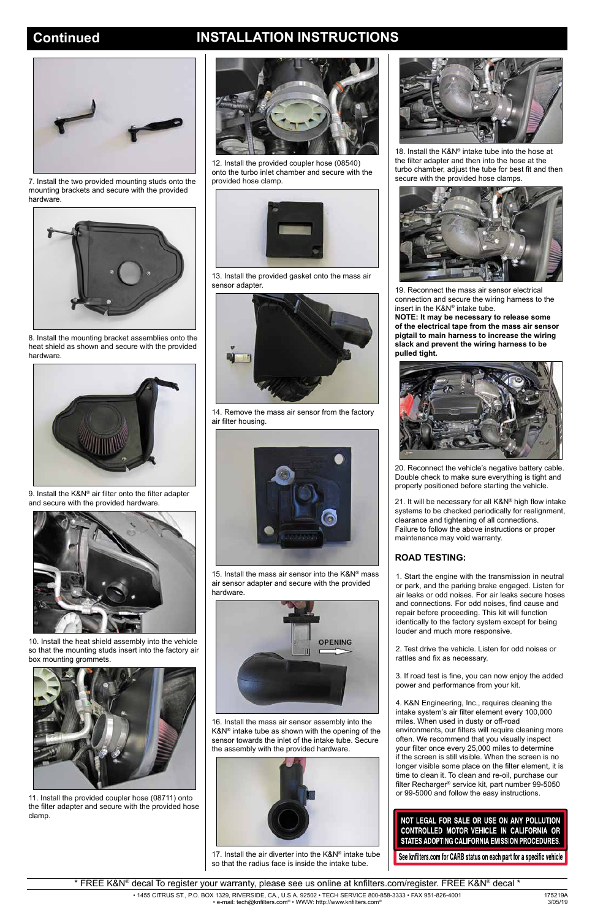## Continued INSTALLATION INSTRUCTIONS

7. Install the two provided mounting studs onto the mounting brackets and secure with the provided hardware.

8. Install the mounting bracket assemblies onto the heat shield as shown and secure with the provided hardware.

9. Install the K&N® air filter onto the filter adapter and secure with the provided hardware.

10. Install the heat shield assembly into the vehicle so that the mounting studs insert into the factory air box mounting grommets.

11. Install the provided coupler hose (08711) onto the filter adapter and secure with the provided hose clamp.

12. Install the provided coupler hose (08540) onto the turbo inlet chamber and secure with the provided hose clamp.

13. Install the provided gasket onto the mass air sensor adapter.

14. Remove the mass air sensor from the factory air filter housing.

15. Install the mass air sensor into the K&N® mass air sensor adapter and secure with the provided hardware.

OPENING

16. Install the mass air sensor assembly into the K&N® intake tube as shown with the opening of the sensor towards the inlet of the intake tube. Secure the assembly with the provided hardware.

17. Install the air diverter into the K&N® intake tube so that the radius face is inside the intake tube.

18. Install the K&N® intake tube into the hose at the filter adapter and then into the hose at the turbo chamber, adjust the tube for best fit and then secure with the provided hose clamps.

19. Reconnect the mass air sensor electrical connection and secure the wiring harness to the insert in the K&N® intake tube.
**NOTE: It may be necessary to release some of the electrical tape from the mass air sensor pigtail to main harness to increase the wiring slack and prevent the wiring harness to be pulled tight.**

20. Reconnect the vehicle's negative battery cable. Double check to make sure everything is tight and properly positioned before starting the vehicle.

21. It will be necessary for all K&N® high flow intake systems to be checked periodically for realignment, clearance and tightening of all connections. Failure to follow the above instructions or proper maintenance may void warranty.

### ROAD TESTING:

1. Start the engine with the transmission in neutral or park, and the parking brake engaged. Listen for air leaks or odd noises. For air leaks secure hoses and connections. For odd noises, find cause and repair before proceeding. This kit will function identically to the factory system except for being louder and much more responsive.

2. Test drive the vehicle. Listen for odd noises or rattles and fix as necessary.

3. If road test is fine, you can now enjoy the added power and performance from your kit.

4. K&N Engineering, Inc., requires cleaning the intake system's air filter element every 100,000 miles. When used in dusty or off-road environments, our filters will require cleaning more often. We recommend that you visually inspect your filter once every 25,000 miles to determine if the screen is still visible. When the screen is no longer visible some place on the filter element, it is time to clean it. To clean and re-oil, purchase our filter Recharger® service kit, part number 99-5050 or 99-5000 and follow the easy instructions.

**NOT LEGAL FOR SALE OR USE ON ANY POLLUTION CONTROLLED MOTOR VEHICLE IN CALIFORNIA OR STATES ADOPTING CALIFORNIA EMISSION PROCEDURES.**

See knfilters.com for CARB status on each part for a specific vehicle

\* FREE K&N® decal To register your warranty, please see us online at knfilters.com/register. FREE K&N® decal \*

• 1455 CITRUS ST., P.O. BOX 1329, RIVERSIDE, CA., U.S.A. 92502 • TECH SERVICE 800-858-3333 • FAX 951-826-4001
• e-mail: tech@knfilters.com® • WWW: http://www.knfilters.com®

175219A
3/05/19